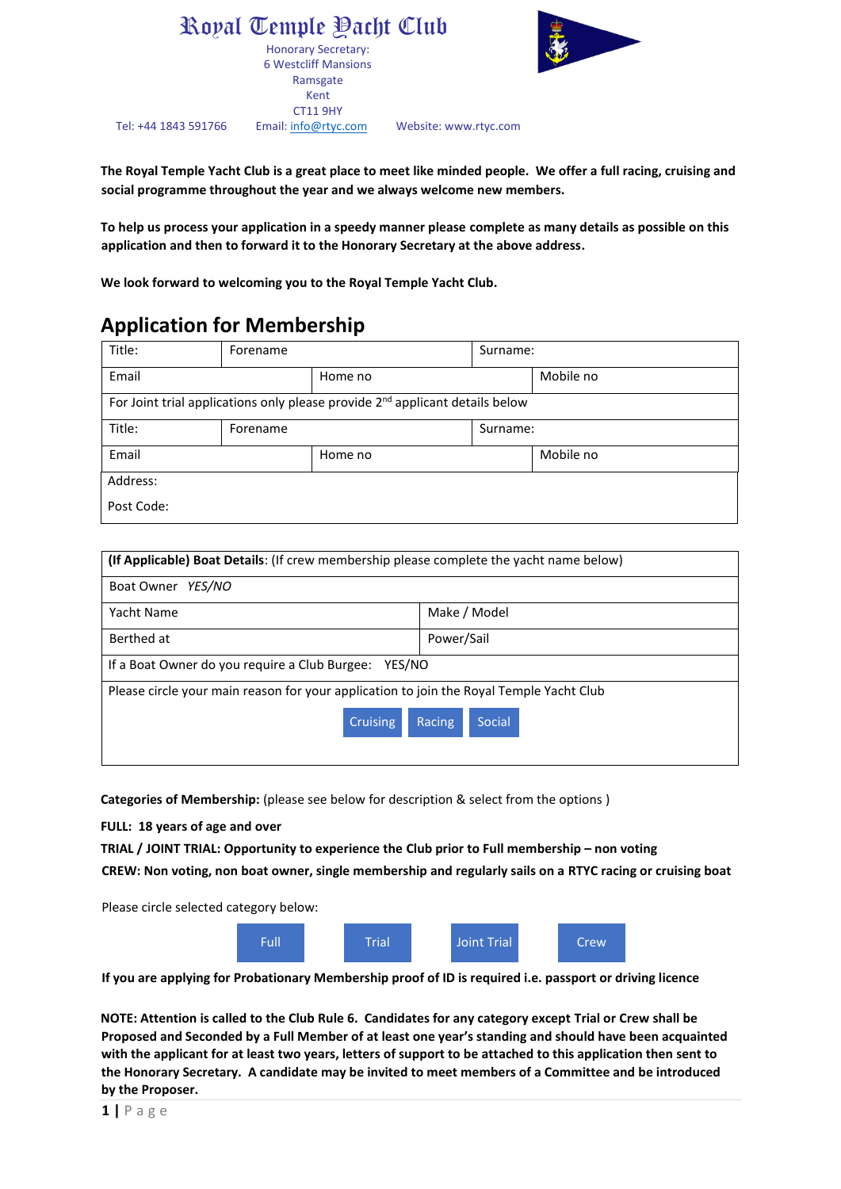# Royal Temple Yacht Club

Honorary Secretary:
6 Westcliff Mansions
Ramsgate
Kent
CT11 9HY

Tel: +44 1843 591766 Email: info@rtyc.com Website: www.rtyc.com

**The Royal Temple Yacht Club is a great place to meet like minded people. We offer a full racing, cruising and social programme throughout the year and we always welcome new members.**

**To help us process your application in a speedy manner please complete as many details as possible on this application and then to forward it to the Honorary Secretary at the above address.**

**We look forward to welcoming you to the Royal Temple Yacht Club.**

## Application for Membership

| Title: | Forename | | Surname: |
|---|---|---|---|
| Email | Home no | | Mobile no |
| For Joint trial applications only please provide 2nd applicant details below | | | |
| Title: | Forename | | Surname: |
| Email | Home no | | Mobile no |
| Address: | | | |
| Post Code: | | | |

| **(If Applicable) Boat Details**: (If crew membership please complete the yacht name below) | |
|---|---|
| Boat Owner *YES/NO* | |
| Yacht Name | Make / Model |
| Berthed at | Power/Sail |
| If a Boat Owner do you require a Club Burgee: YES/NO | |
| Please circle your main reason for your application to join the Royal Temple Yacht Club | |
| Cruising Racing Social | |

**Categories of Membership:** (please see below for description & select from the options )

**FULL: 18 years of age and over**

**TRIAL / JOINT TRIAL: Opportunity to experience the Club prior to Full membership – non voting**

**CREW: Non voting, non boat owner, single membership and regularly sails on a RTYC racing or cruising boat**

Please circle selected category below:

Full Trial Joint Trial Crew

**If you are applying for Probationary Membership proof of ID is required i.e. passport or driving licence**

**NOTE: Attention is called to the Club Rule 6. Candidates for any category except Trial or Crew shall be Proposed and Seconded by a Full Member of at least one year's standing and should have been acquainted with the applicant for at least two years, letters of support to be attached to this application then sent to the Honorary Secretary. A candidate may be invited to meet members of a Committee and be introduced by the Proposer.**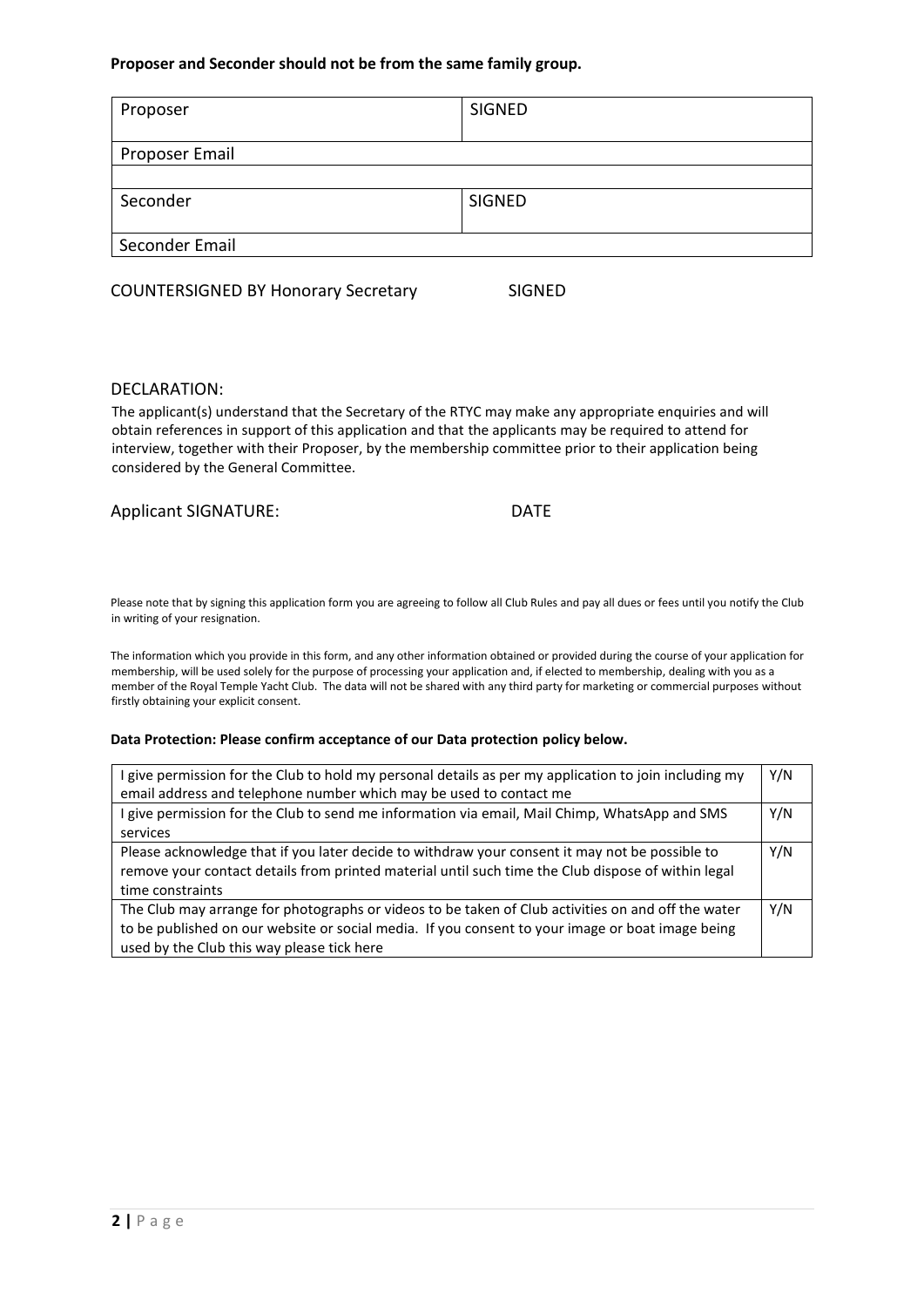**Proposer and Seconder should not be from the same family group.**

| | |
|---|---|
| Proposer | SIGNED |
| Proposer Email | |
| | |
| Seconder | SIGNED |
| Seconder Email | |

COUNTERSIGNED BY Honorary Secretary SIGNED

## DECLARATION:

The applicant(s) understand that the Secretary of the RTYC may make any appropriate enquiries and will obtain references in support of this application and that the applicants may be required to attend for interview, together with their Proposer, by the membership committee prior to their application being considered by the General Committee.

Applicant SIGNATURE: DATE

Please note that by signing this application form you are agreeing to follow all Club Rules and pay all dues or fees until you notify the Club in writing of your resignation.

The information which you provide in this form, and any other information obtained or provided during the course of your application for membership, will be used solely for the purpose of processing your application and, if elected to membership, dealing with you as a member of the Royal Temple Yacht Club. The data will not be shared with any third party for marketing or commercial purposes without firstly obtaining your explicit consent.

**Data Protection: Please confirm acceptance of our Data protection policy below.**

| | |
|---|---|
| I give permission for the Club to hold my personal details as per my application to join including my email address and telephone number which may be used to contact me | Y/N |
| I give permission for the Club to send me information via email, Mail Chimp, WhatsApp and SMS services | Y/N |
| Please acknowledge that if you later decide to withdraw your consent it may not be possible to remove your contact details from printed material until such time the Club dispose of within legal time constraints | Y/N |
| The Club may arrange for photographs or videos to be taken of Club activities on and off the water to be published on our website or social media. If you consent to your image or boat image being used by the Club this way please tick here | Y/N |